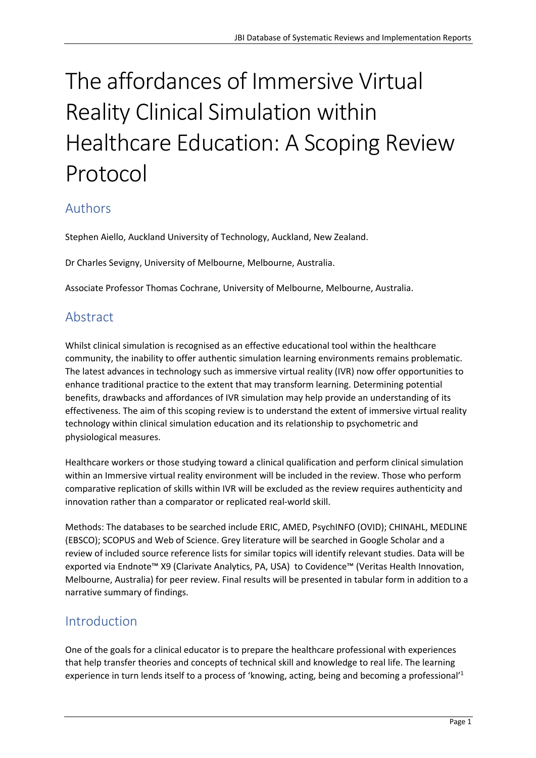# The affordances of Immersive Virtual Reality Clinical Simulation within Healthcare Education: A Scoping Review Protocol

## Authors

Stephen Aiello, Auckland University of Technology, Auckland, New Zealand.

Dr Charles Sevigny, University of Melbourne, Melbourne, Australia.

Associate Professor Thomas Cochrane, University of Melbourne, Melbourne, Australia.

## Abstract

Whilst clinical simulation is recognised as an effective educational tool within the healthcare community, the inability to offer authentic simulation learning environments remains problematic. The latest advances in technology such as immersive virtual reality (IVR) now offer opportunities to enhance traditional practice to the extent that may transform learning. Determining potential benefits, drawbacks and affordances of IVR simulation may help provide an understanding of its effectiveness. The aim of this scoping review is to understand the extent of immersive virtual reality technology within clinical simulation education and its relationship to psychometric and physiological measures.

Healthcare workers or those studying toward a clinical qualification and perform clinical simulation within an Immersive virtual reality environment will be included in the review. Those who perform comparative replication of skills within IVR will be excluded as the review requires authenticity and innovation rather than a comparator or replicated real-world skill.

Methods: The databases to be searched include ERIC, AMED, PsychINFO (OVID); CHINAHL, MEDLINE (EBSCO); SCOPUS and Web of Science. Grey literature will be searched in Google Scholar and a review of included source reference lists for similar topics will identify relevant studies. Data will be exported via Endnote™ X9 (Clarivate Analytics, PA, USA) to Covidence™ (Veritas Health Innovation, Melbourne, Australia) for peer review. Final results will be presented in tabular form in addition to a narrative summary of findings.

## Introduction

One of the goals for a clinical educator is to prepare the healthcare professional with experiences that help transfer theories and concepts of technical skill and knowledge to real life. The learning experience in turn lends itself to a process of 'knowing, acting, being and becoming a professional'[1]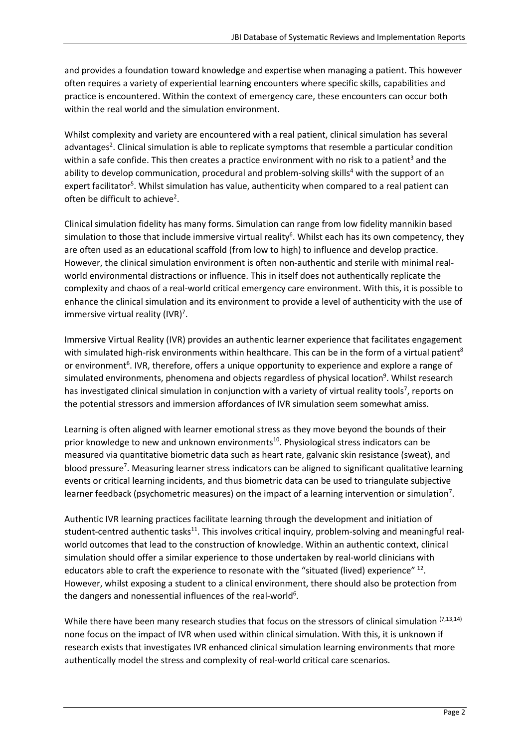and provides a foundation toward knowledge and expertise when managing a patient. This however often requires a variety of experiential learning encounters where specific skills, capabilities and practice is encountered. Within the context of emergency care, these encounters can occur both within the real world and the simulation environment.

Whilst complexity and variety are encountered with a real patient, clinical simulation has several advantages[2]. Clinical simulation is able to replicate symptoms that resemble a particular condition within a safe confide. This then creates a practice environment with no risk to a patient[3] and the ability to develop communication, procedural and problem-solving skills[4] with the support of an expert facilitator[5]. Whilst simulation has value, authenticity when compared to a real patient can often be difficult to achieve[2].

Clinical simulation fidelity has many forms. Simulation can range from low fidelity mannikin based simulation to those that include immersive virtual reality[6]. Whilst each has its own competency, they are often used as an educational scaffold (from low to high) to influence and develop practice. However, the clinical simulation environment is often non-authentic and sterile with minimal real-world environmental distractions or influence. This in itself does not authentically replicate the complexity and chaos of a real-world critical emergency care environment. With this, it is possible to enhance the clinical simulation and its environment to provide a level of authenticity with the use of immersive virtual reality (IVR)[7].

Immersive Virtual Reality (IVR) provides an authentic learner experience that facilitates engagement with simulated high-risk environments within healthcare. This can be in the form of a virtual patient[8] or environment[6]. IVR, therefore, offers a unique opportunity to experience and explore a range of simulated environments, phenomena and objects regardless of physical location[9]. Whilst research has investigated clinical simulation in conjunction with a variety of virtual reality tools[7], reports on the potential stressors and immersion affordances of IVR simulation seem somewhat amiss.

Learning is often aligned with learner emotional stress as they move beyond the bounds of their prior knowledge to new and unknown environments[10]. Physiological stress indicators can be measured via quantitative biometric data such as heart rate, galvanic skin resistance (sweat), and blood pressure[7]. Measuring learner stress indicators can be aligned to significant qualitative learning events or critical learning incidents, and thus biometric data can be used to triangulate subjective learner feedback (psychometric measures) on the impact of a learning intervention or simulation[7].

Authentic IVR learning practices facilitate learning through the development and initiation of student-centred authentic tasks[11]. This involves critical inquiry, problem-solving and meaningful real-world outcomes that lead to the construction of knowledge. Within an authentic context, clinical simulation should offer a similar experience to those undertaken by real-world clinicians with educators able to craft the experience to resonate with the "situated (lived) experience" [12]. However, whilst exposing a student to a clinical environment, there should also be protection from the dangers and nonessential influences of the real-world[6].

While there have been many research studies that focus on the stressors of clinical simulation [7,13,14] none focus on the impact of IVR when used within clinical simulation. With this, it is unknown if research exists that investigates IVR enhanced clinical simulation learning environments that more authentically model the stress and complexity of real-world critical care scenarios.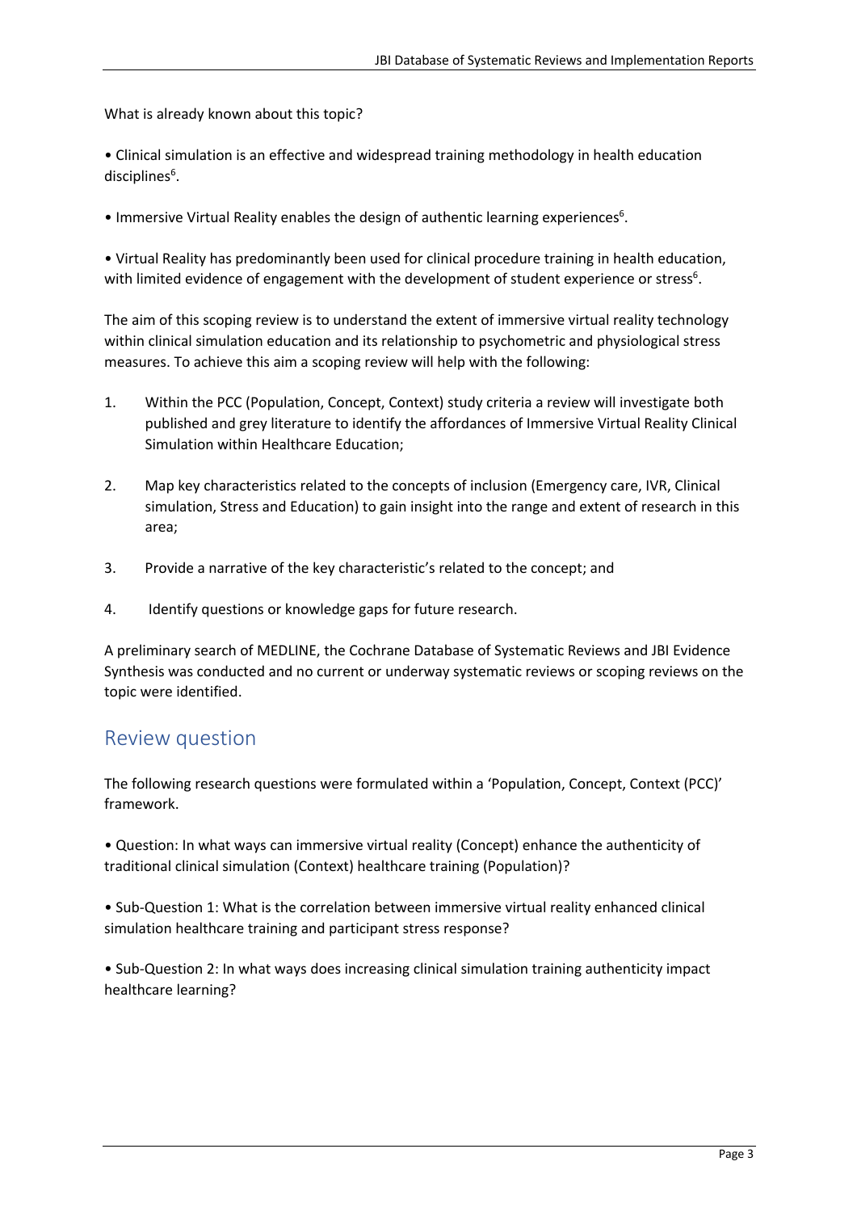What is already known about this topic?

• Clinical simulation is an effective and widespread training methodology in health education disciplines[6].

• Immersive Virtual Reality enables the design of authentic learning experiences[6].

• Virtual Reality has predominantly been used for clinical procedure training in health education, with limited evidence of engagement with the development of student experience or stress[6].

The aim of this scoping review is to understand the extent of immersive virtual reality technology within clinical simulation education and its relationship to psychometric and physiological stress measures. To achieve this aim a scoping review will help with the following:

1. Within the PCC (Population, Concept, Context) study criteria a review will investigate both published and grey literature to identify the affordances of Immersive Virtual Reality Clinical Simulation within Healthcare Education;

2. Map key characteristics related to the concepts of inclusion (Emergency care, IVR, Clinical simulation, Stress and Education) to gain insight into the range and extent of research in this area;

3. Provide a narrative of the key characteristic's related to the concept; and

4. Identify questions or knowledge gaps for future research.

A preliminary search of MEDLINE, the Cochrane Database of Systematic Reviews and JBI Evidence Synthesis was conducted and no current or underway systematic reviews or scoping reviews on the topic were identified.

## Review question

The following research questions were formulated within a 'Population, Concept, Context (PCC)' framework.

• Question: In what ways can immersive virtual reality (Concept) enhance the authenticity of traditional clinical simulation (Context) healthcare training (Population)?

• Sub-Question 1: What is the correlation between immersive virtual reality enhanced clinical simulation healthcare training and participant stress response?

• Sub-Question 2: In what ways does increasing clinical simulation training authenticity impact healthcare learning?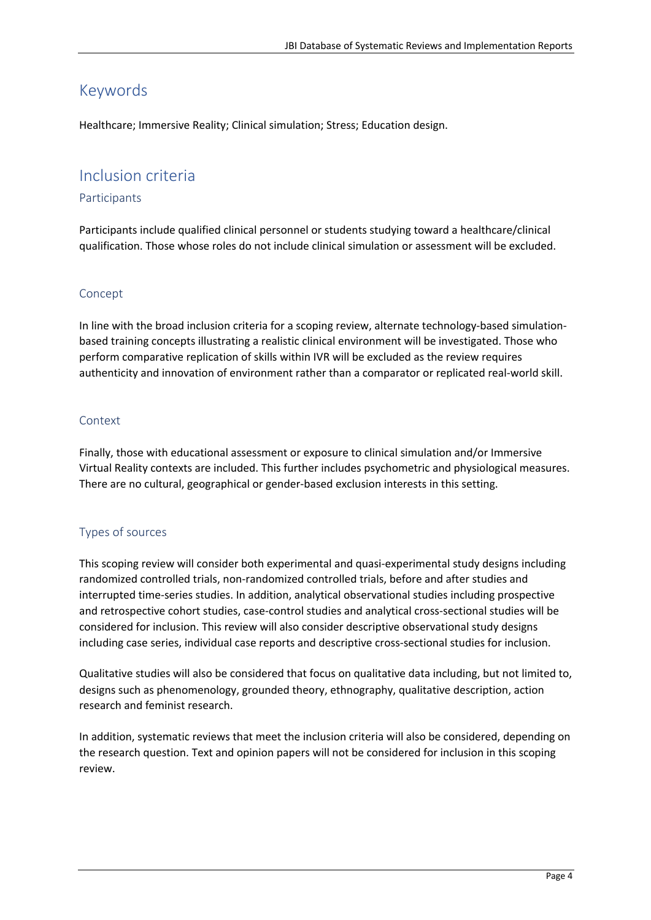## Keywords

Healthcare; Immersive Reality; Clinical simulation; Stress; Education design.

## Inclusion criteria

### Participants

Participants include qualified clinical personnel or students studying toward a healthcare/clinical qualification. Those whose roles do not include clinical simulation or assessment will be excluded.

### Concept

In line with the broad inclusion criteria for a scoping review, alternate technology-based simulation-based training concepts illustrating a realistic clinical environment will be investigated. Those who perform comparative replication of skills within IVR will be excluded as the review requires authenticity and innovation of environment rather than a comparator or replicated real-world skill.

### Context

Finally, those with educational assessment or exposure to clinical simulation and/or Immersive Virtual Reality contexts are included. This further includes psychometric and physiological measures. There are no cultural, geographical or gender-based exclusion interests in this setting.

### Types of sources

This scoping review will consider both experimental and quasi-experimental study designs including randomized controlled trials, non-randomized controlled trials, before and after studies and interrupted time-series studies. In addition, analytical observational studies including prospective and retrospective cohort studies, case-control studies and analytical cross-sectional studies will be considered for inclusion. This review will also consider descriptive observational study designs including case series, individual case reports and descriptive cross-sectional studies for inclusion.

Qualitative studies will also be considered that focus on qualitative data including, but not limited to, designs such as phenomenology, grounded theory, ethnography, qualitative description, action research and feminist research.

In addition, systematic reviews that meet the inclusion criteria will also be considered, depending on the research question. Text and opinion papers will not be considered for inclusion in this scoping review.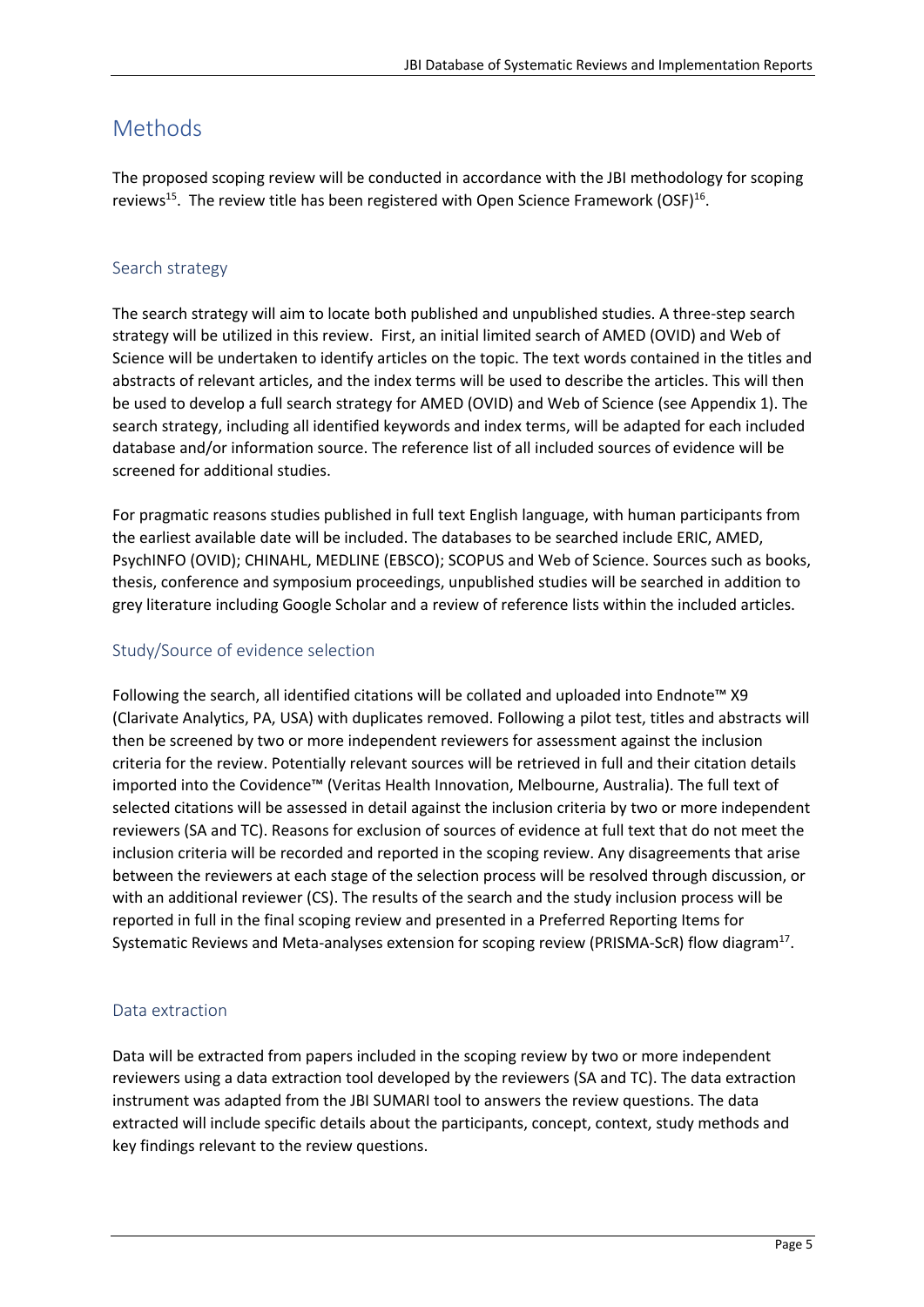# Methods

The proposed scoping review will be conducted in accordance with the JBI methodology for scoping reviews[15]. The review title has been registered with Open Science Framework (OSF)[16].

## Search strategy

The search strategy will aim to locate both published and unpublished studies. A three-step search strategy will be utilized in this review. First, an initial limited search of AMED (OVID) and Web of Science will be undertaken to identify articles on the topic. The text words contained in the titles and abstracts of relevant articles, and the index terms will be used to describe the articles. This will then be used to develop a full search strategy for AMED (OVID) and Web of Science (see Appendix 1). The search strategy, including all identified keywords and index terms, will be adapted for each included database and/or information source. The reference list of all included sources of evidence will be screened for additional studies.

For pragmatic reasons studies published in full text English language, with human participants from the earliest available date will be included. The databases to be searched include ERIC, AMED, PsychINFO (OVID); CHINAHL, MEDLINE (EBSCO); SCOPUS and Web of Science. Sources such as books, thesis, conference and symposium proceedings, unpublished studies will be searched in addition to grey literature including Google Scholar and a review of reference lists within the included articles.

## Study/Source of evidence selection

Following the search, all identified citations will be collated and uploaded into Endnote™ X9 (Clarivate Analytics, PA, USA) with duplicates removed. Following a pilot test, titles and abstracts will then be screened by two or more independent reviewers for assessment against the inclusion criteria for the review. Potentially relevant sources will be retrieved in full and their citation details imported into the Covidence™ (Veritas Health Innovation, Melbourne, Australia). The full text of selected citations will be assessed in detail against the inclusion criteria by two or more independent reviewers (SA and TC). Reasons for exclusion of sources of evidence at full text that do not meet the inclusion criteria will be recorded and reported in the scoping review. Any disagreements that arise between the reviewers at each stage of the selection process will be resolved through discussion, or with an additional reviewer (CS). The results of the search and the study inclusion process will be reported in full in the final scoping review and presented in a Preferred Reporting Items for Systematic Reviews and Meta-analyses extension for scoping review (PRISMA-ScR) flow diagram[17].

## Data extraction

Data will be extracted from papers included in the scoping review by two or more independent reviewers using a data extraction tool developed by the reviewers (SA and TC). The data extraction instrument was adapted from the JBI SUMARI tool to answers the review questions. The data extracted will include specific details about the participants, concept, context, study methods and key findings relevant to the review questions.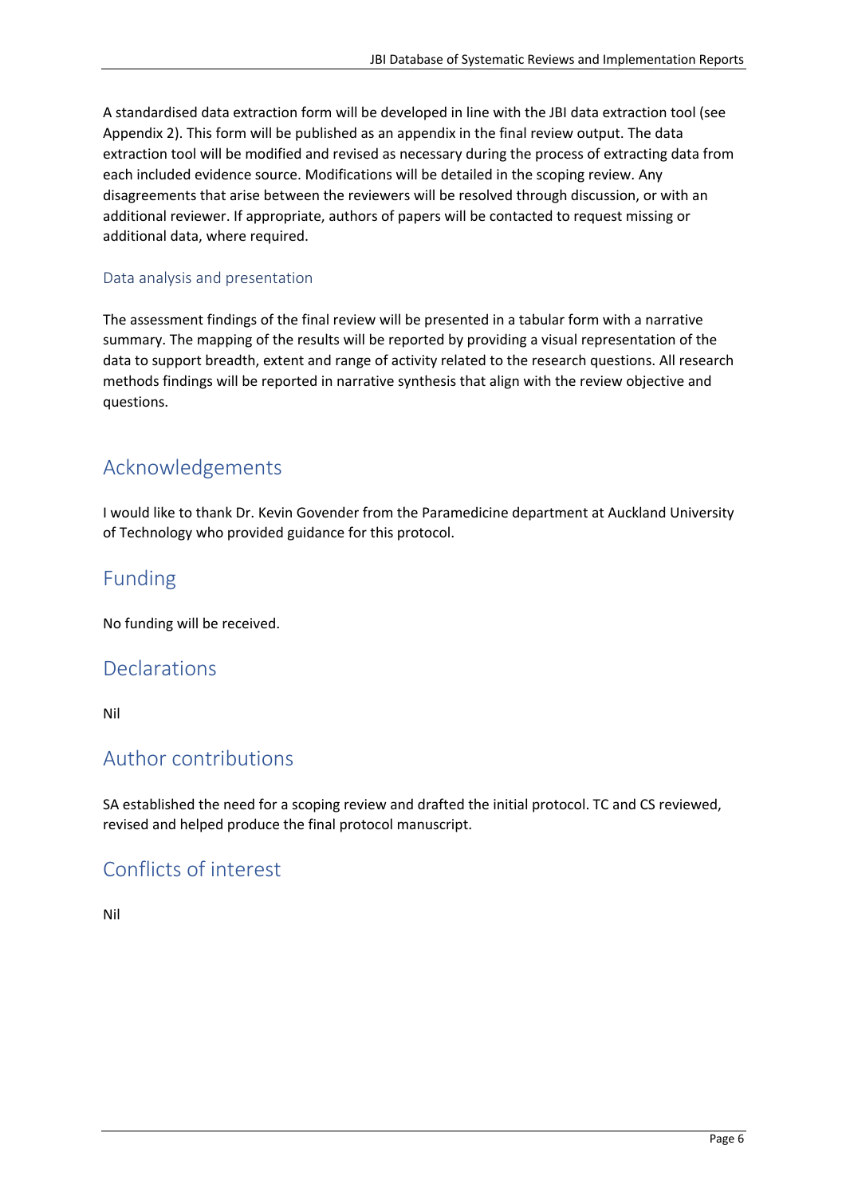A standardised data extraction form will be developed in line with the JBI data extraction tool (see Appendix 2). This form will be published as an appendix in the final review output. The data extraction tool will be modified and revised as necessary during the process of extracting data from each included evidence source. Modifications will be detailed in the scoping review. Any disagreements that arise between the reviewers will be resolved through discussion, or with an additional reviewer. If appropriate, authors of papers will be contacted to request missing or additional data, where required.

### Data analysis and presentation

The assessment findings of the final review will be presented in a tabular form with a narrative summary. The mapping of the results will be reported by providing a visual representation of the data to support breadth, extent and range of activity related to the research questions. All research methods findings will be reported in narrative synthesis that align with the review objective and questions.

## Acknowledgements

I would like to thank Dr. Kevin Govender from the Paramedicine department at Auckland University of Technology who provided guidance for this protocol.

## Funding

No funding will be received.

## Declarations

Nil

## Author contributions

SA established the need for a scoping review and drafted the initial protocol. TC and CS reviewed, revised and helped produce the final protocol manuscript.

## Conflicts of interest

Nil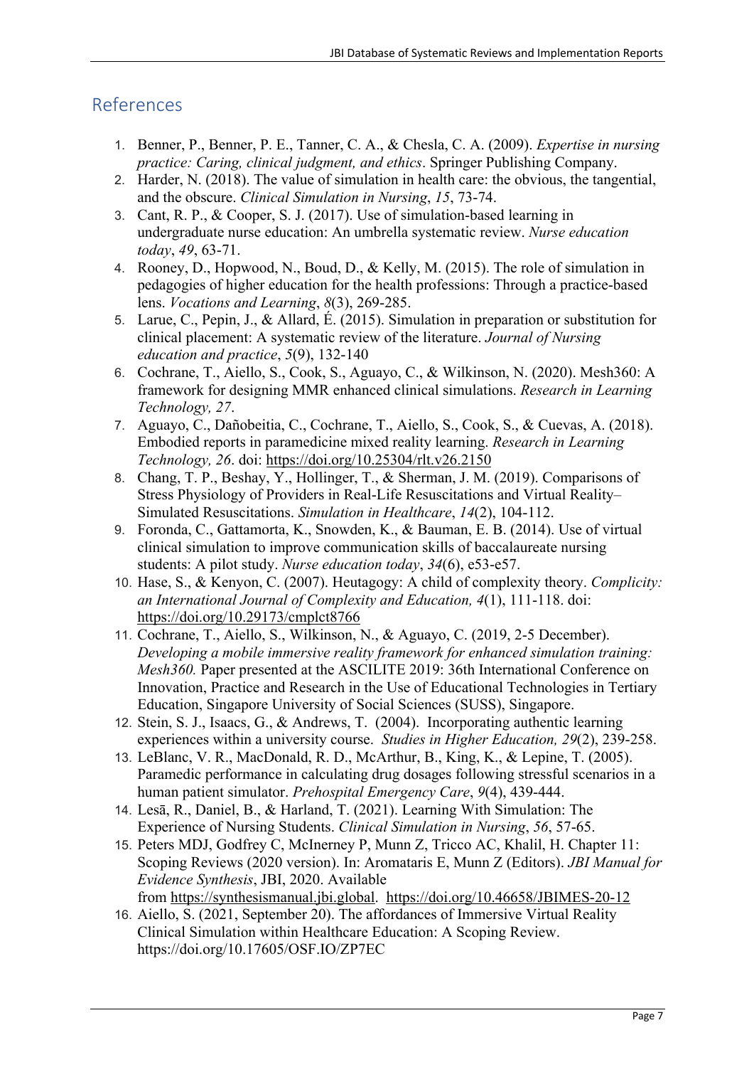## References

1. Benner, P., Benner, P. E., Tanner, C. A., & Chesla, C. A. (2009). *Expertise in nursing practice: Caring, clinical judgment, and ethics*. Springer Publishing Company.
2. Harder, N. (2018). The value of simulation in health care: the obvious, the tangential, and the obscure. *Clinical Simulation in Nursing*, *15*, 73-74.
3. Cant, R. P., & Cooper, S. J. (2017). Use of simulation-based learning in undergraduate nurse education: An umbrella systematic review. *Nurse education today*, *49*, 63-71.
4. Rooney, D., Hopwood, N., Boud, D., & Kelly, M. (2015). The role of simulation in pedagogies of higher education for the health professions: Through a practice-based lens. *Vocations and Learning*, *8*(3), 269-285.
5. Larue, C., Pepin, J., & Allard, É. (2015). Simulation in preparation or substitution for clinical placement: A systematic review of the literature. *Journal of Nursing education and practice*, *5*(9), 132-140
6. Cochrane, T., Aiello, S., Cook, S., Aguayo, C., & Wilkinson, N. (2020). Mesh360: A framework for designing MMR enhanced clinical simulations. *Research in Learning Technology, 27*.
7. Aguayo, C., Dañobeitia, C., Cochrane, T., Aiello, S., Cook, S., & Cuevas, A. (2018). Embodied reports in paramedicine mixed reality learning. *Research in Learning Technology, 26*. doi: https://doi.org/10.25304/rlt.v26.2150
8. Chang, T. P., Beshay, Y., Hollinger, T., & Sherman, J. M. (2019). Comparisons of Stress Physiology of Providers in Real-Life Resuscitations and Virtual Reality–Simulated Resuscitations. *Simulation in Healthcare*, *14*(2), 104-112.
9. Foronda, C., Gattamorta, K., Snowden, K., & Bauman, E. B. (2014). Use of virtual clinical simulation to improve communication skills of baccalaureate nursing students: A pilot study. *Nurse education today*, *34*(6), e53-e57.
10. Hase, S., & Kenyon, C. (2007). Heutagogy: A child of complexity theory. *Complicity: an International Journal of Complexity and Education, 4*(1), 111-118. doi: https://doi.org/10.29173/cmplct8766
11. Cochrane, T., Aiello, S., Wilkinson, N., & Aguayo, C. (2019, 2-5 December). *Developing a mobile immersive reality framework for enhanced simulation training: Mesh360.* Paper presented at the ASCILITE 2019: 36th International Conference on Innovation, Practice and Research in the Use of Educational Technologies in Tertiary Education, Singapore University of Social Sciences (SUSS), Singapore.
12. Stein, S. J., Isaacs, G., & Andrews, T. (2004). Incorporating authentic learning experiences within a university course. *Studies in Higher Education, 29*(2), 239-258.
13. LeBlanc, V. R., MacDonald, R. D., McArthur, B., King, K., & Lepine, T. (2005). Paramedic performance in calculating drug dosages following stressful scenarios in a human patient simulator. *Prehospital Emergency Care*, *9*(4), 439-444.
14. Lesā, R., Daniel, B., & Harland, T. (2021). Learning With Simulation: The Experience of Nursing Students. *Clinical Simulation in Nursing*, *56*, 57-65.
15. Peters MDJ, Godfrey C, McInerney P, Munn Z, Tricco AC, Khalil, H. Chapter 11: Scoping Reviews (2020 version). In: Aromataris E, Munn Z (Editors). *JBI Manual for Evidence Synthesis*, JBI, 2020. Available from https://synthesismanual.jbi.global. https://doi.org/10.46658/JBIMES-20-12
16. Aiello, S. (2021, September 20). The affordances of Immersive Virtual Reality Clinical Simulation within Healthcare Education: A Scoping Review. https://doi.org/10.17605/OSF.IO/ZP7EC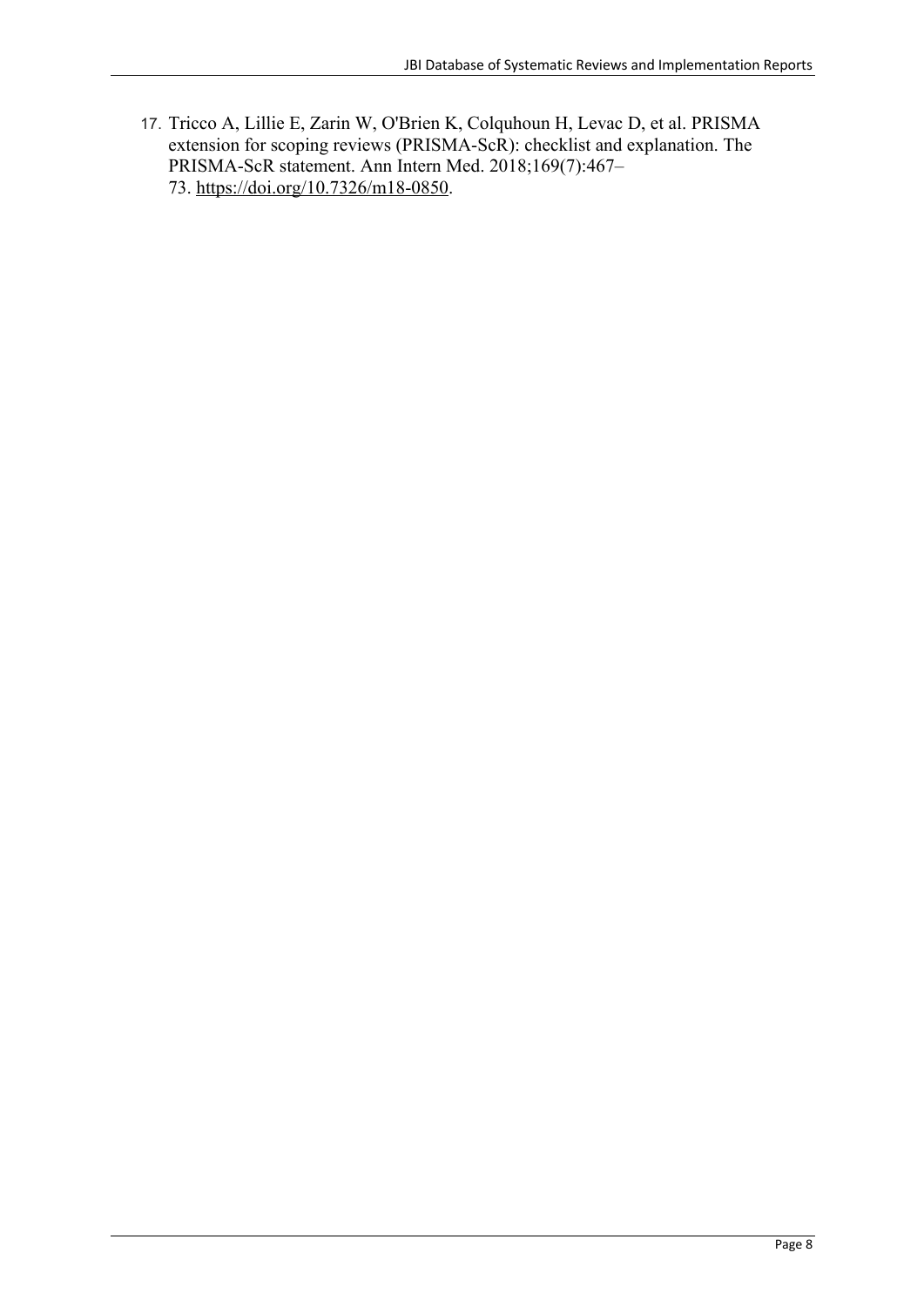17. Tricco A, Lillie E, Zarin W, O'Brien K, Colquhoun H, Levac D, et al. PRISMA extension for scoping reviews (PRISMA-ScR): checklist and explanation. The PRISMA-ScR statement. Ann Intern Med. 2018;169(7):467–73. https://doi.org/10.7326/m18-0850.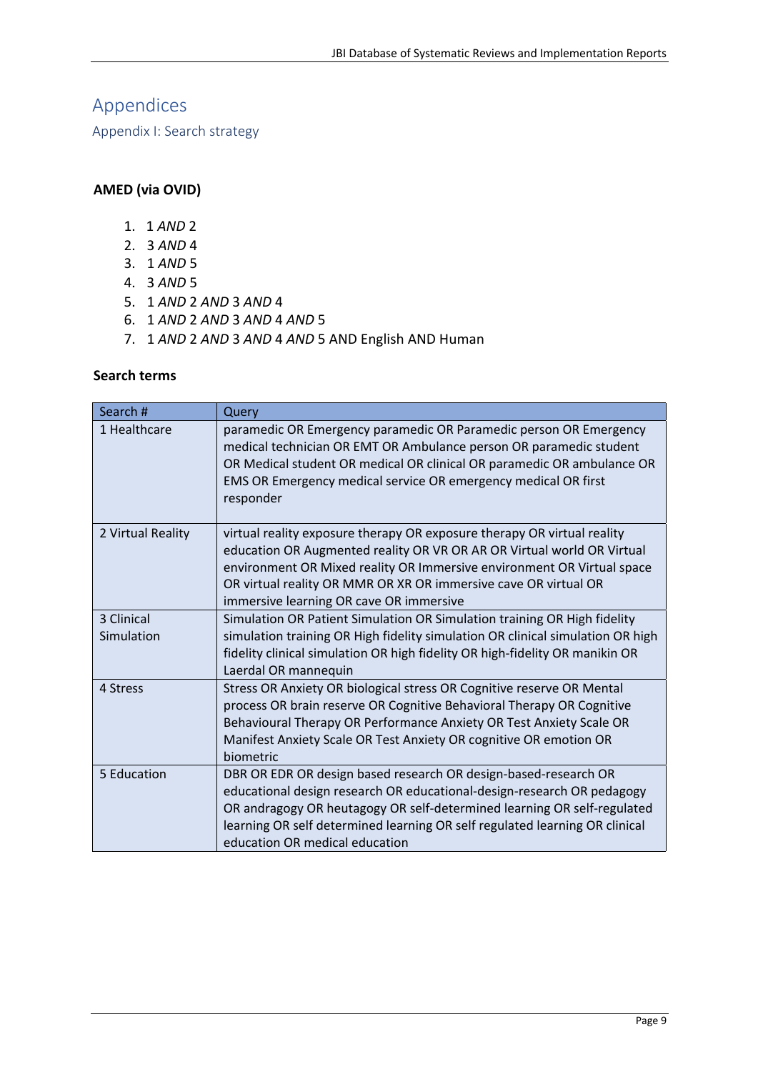# Appendices

## Appendix I: Search strategy

**AMED (via OVID)**

1. 1 *AND* 2
2. 3 *AND* 4
3. 1 *AND* 5
4. 3 *AND* 5
5. 1 *AND* 2 *AND* 3 *AND* 4
6. 1 *AND* 2 *AND* 3 *AND* 4 *AND* 5
7. 1 *AND* 2 *AND* 3 *AND* 4 *AND* 5 AND English AND Human

**Search terms**

| Search # | Query |
|---|---|
| 1 Healthcare | paramedic OR Emergency paramedic OR Paramedic person OR Emergency medical technician OR EMT OR Ambulance person OR paramedic student OR Medical student OR medical OR clinical OR paramedic OR ambulance OR EMS OR Emergency medical service OR emergency medical OR first responder |
| 2 Virtual Reality | virtual reality exposure therapy OR exposure therapy OR virtual reality education OR Augmented reality OR VR OR AR OR Virtual world OR Virtual environment OR Mixed reality OR Immersive environment OR Virtual space OR virtual reality OR MMR OR XR OR immersive cave OR virtual OR immersive learning OR cave OR immersive |
| 3 Clinical Simulation | Simulation OR Patient Simulation OR Simulation training OR High fidelity simulation training OR High fidelity simulation OR clinical simulation OR high fidelity clinical simulation OR high fidelity OR high-fidelity OR manikin OR Laerdal OR mannequin |
| 4 Stress | Stress OR Anxiety OR biological stress OR Cognitive reserve OR Mental process OR brain reserve OR Cognitive Behavioral Therapy OR Cognitive Behavioural Therapy OR Performance Anxiety OR Test Anxiety Scale OR Manifest Anxiety Scale OR Test Anxiety OR cognitive OR emotion OR biometric |
| 5 Education | DBR OR EDR OR design based research OR design-based-research OR educational design research OR educational-design-research OR pedagogy OR andragogy OR heutagogy OR self-determined learning OR self-regulated learning OR self determined learning OR self regulated learning OR clinical education OR medical education |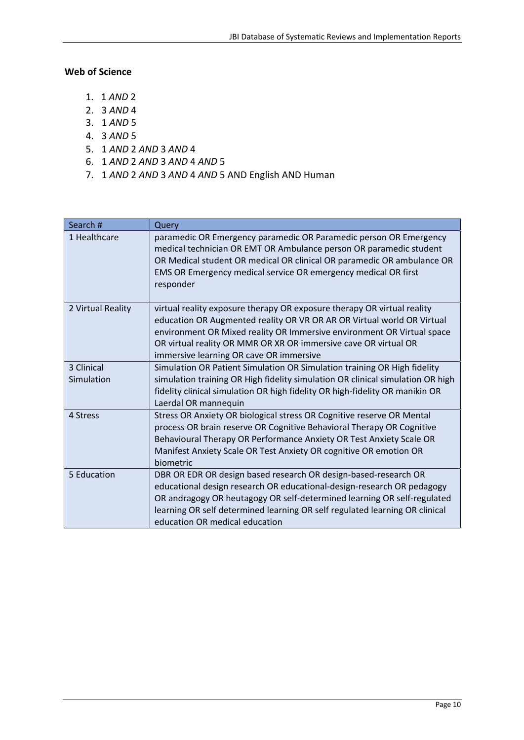**Web of Science**

1. 1 *AND* 2
2. 3 *AND* 4
3. 1 *AND* 5
4. 3 *AND* 5
5. 1 *AND* 2 *AND* 3 *AND* 4
6. 1 *AND* 2 *AND* 3 *AND* 4 *AND* 5
7. 1 *AND* 2 *AND* 3 *AND* 4 *AND* 5 AND English AND Human

| Search # | Query |
|---|---|
| 1 Healthcare | paramedic OR Emergency paramedic OR Paramedic person OR Emergency medical technician OR EMT OR Ambulance person OR paramedic student OR Medical student OR medical OR clinical OR paramedic OR ambulance OR EMS OR Emergency medical service OR emergency medical OR first responder |
| 2 Virtual Reality | virtual reality exposure therapy OR exposure therapy OR virtual reality education OR Augmented reality OR VR OR AR OR Virtual world OR Virtual environment OR Mixed reality OR Immersive environment OR Virtual space OR virtual reality OR MMR OR XR OR immersive cave OR virtual OR immersive learning OR cave OR immersive |
| 3 Clinical Simulation | Simulation OR Patient Simulation OR Simulation training OR High fidelity simulation training OR High fidelity simulation OR clinical simulation OR high fidelity clinical simulation OR high fidelity OR high-fidelity OR manikin OR Laerdal OR mannequin |
| 4 Stress | Stress OR Anxiety OR biological stress OR Cognitive reserve OR Mental process OR brain reserve OR Cognitive Behavioral Therapy OR Cognitive Behavioural Therapy OR Performance Anxiety OR Test Anxiety Scale OR Manifest Anxiety Scale OR Test Anxiety OR cognitive OR emotion OR biometric |
| 5 Education | DBR OR EDR OR design based research OR design-based-research OR educational design research OR educational-design-research OR pedagogy OR andragogy OR heutagogy OR self-determined learning OR self-regulated learning OR self determined learning OR self regulated learning OR clinical education OR medical education |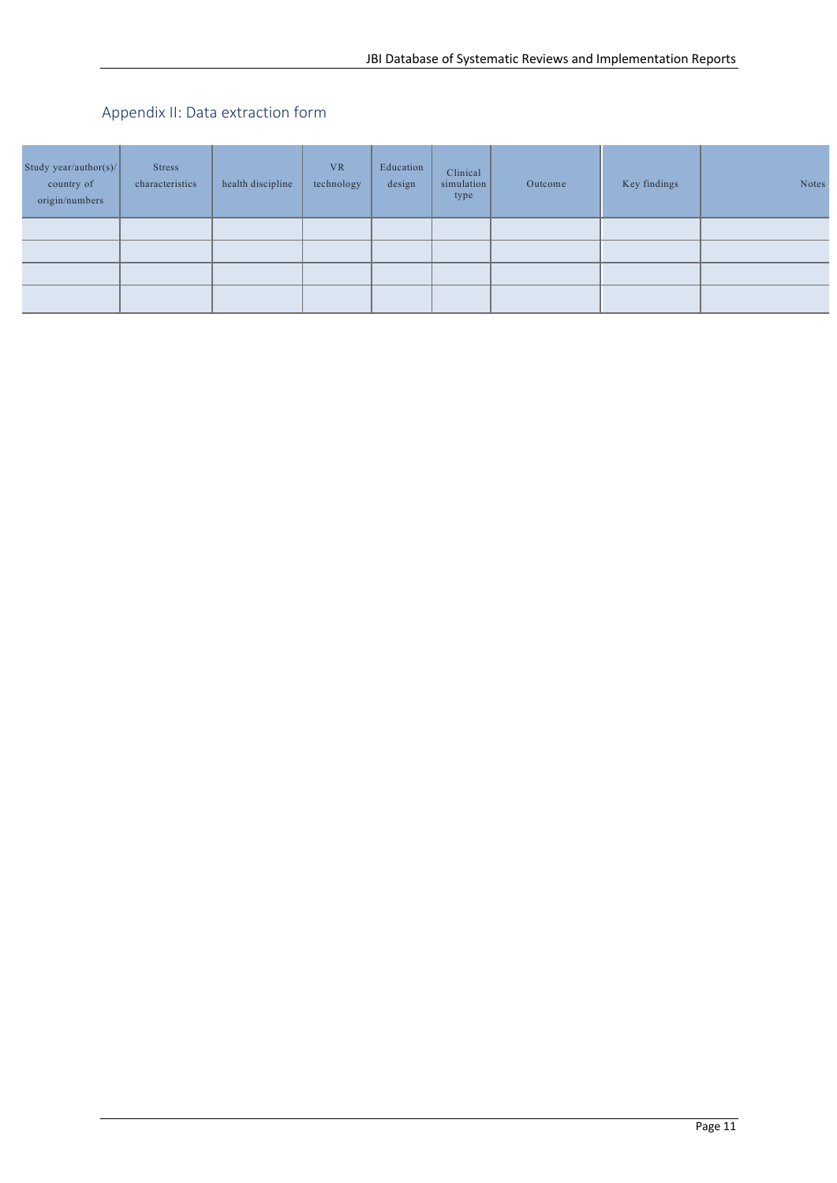## Appendix II: Data extraction form

| Study year/author(s)/ country of origin/numbers | Stress characteristics | health discipline | VR technology | Education design | Clinical simulation type | Outcome | Key findings | Notes |
|---|---|---|---|---|---|---|---|---|
| | | | | | | | | |
| | | | | | | | | |
| | | | | | | | | |
| | | | | | | | | |